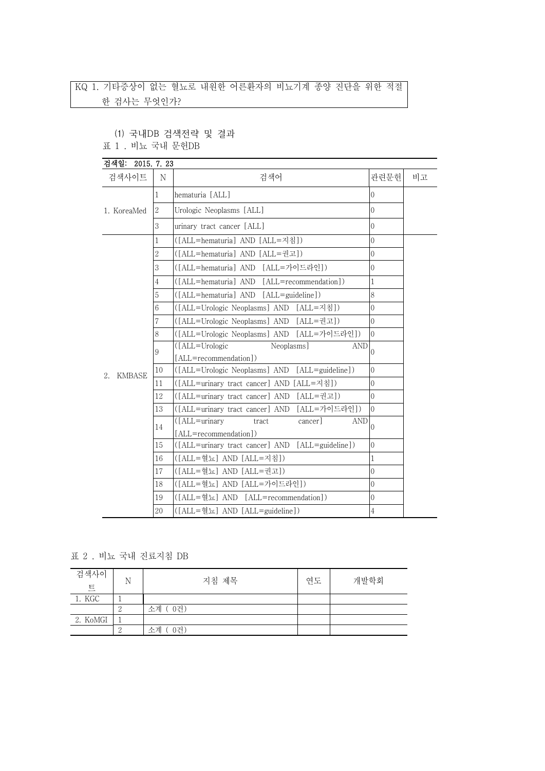KQ 1. 기타증상이 없는 혈뇨로 내원한 어른환자의 비뇨기계 종양 진단을 위한 적절한 검사는 무엇인가?

(1) 국내DB 검색전략 및 결과

표 1 . 비뇨 국내 문헌DB

| 검색일: 2015. 7. 23 | | | | |
|---|---|---|---|---|
| 검색사이트 | N | 검색어 | 관련문헌 | 비고 |
| 1. KoreaMed | 1 | hematuria [ALL] | 0 | |
| | 2 | Urologic Neoplasms [ALL] | 0 | |
| | 3 | urinary tract cancer [ALL] | 0 | |
| 2. KMBASE | 1 | ([ALL=hematuria] AND [ALL=지침]) | 0 | |
| | 2 | ([ALL=hematuria] AND [ALL=권고]) | 0 | |
| | 3 | ([ALL=hematuria] AND [ALL=가이드라인]) | 0 | |
| | 4 | ([ALL=hematuria] AND [ALL=recommendation]) | 1 | |
| | 5 | ([ALL=hematuria] AND [ALL=guideline]) | 8 | |
| | 6 | ([ALL=Urologic Neoplasms] AND [ALL=지침]) | 0 | |
| | 7 | ([ALL=Urologic Neoplasms] AND [ALL=권고]) | 0 | |
| | 8 | ([ALL=Urologic Neoplasms] AND [ALL=가이드라인]) | 0 | |
| | 9 | ([ALL=Urologic Neoplasms] AND [ALL=recommendation]) | 0 | |
| | 10 | ([ALL=Urologic Neoplasms] AND [ALL=guideline]) | 0 | |
| | 11 | ([ALL=urinary tract cancer] AND [ALL=지침]) | 0 | |
| | 12 | ([ALL=urinary tract cancer] AND [ALL=권고]) | 0 | |
| | 13 | ([ALL=urinary tract cancer] AND [ALL=가이드라인]) | 0 | |
| | 14 | ([ALL=urinary tract cancer] AND [ALL=recommendation]) | 0 | |
| | 15 | ([ALL=urinary tract cancer] AND [ALL=guideline]) | 0 | |
| | 16 | ([ALL=혈뇨] AND [ALL=지침]) | 1 | |
| | 17 | ([ALL=혈뇨] AND [ALL=권고]) | 0 | |
| | 18 | ([ALL=혈뇨] AND [ALL=가이드라인]) | 0 | |
| | 19 | ([ALL=혈뇨] AND [ALL=recommendation]) | 0 | |
| | 20 | ([ALL=혈뇨] AND [ALL=guideline]) | 4 | |

표 2 . 비뇨 국내 진료지침 DB

| 검색사이트 | N | 지침 제목 | 연도 | 개발학회 |
|---|---|---|---|---|
| 1. KGC | 1 | | | |
| | 2 | 소계 ( 0건) | | |
| 2. KoMGI | 1 | | | |
| | 2 | 소계 ( 0건) | | |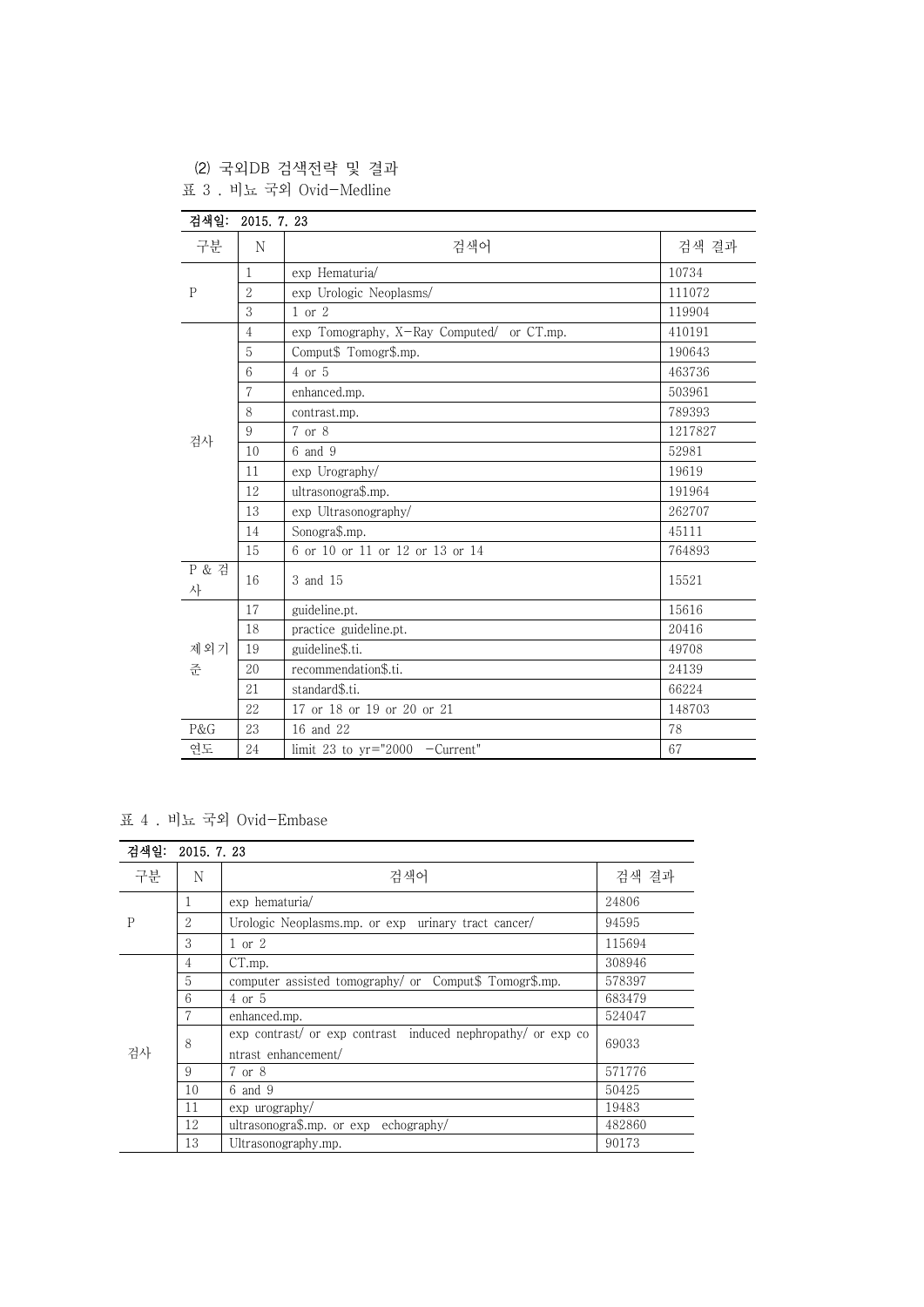(2) 국외DB 검색전략 및 결과

표 3 . 비뇨 국외 Ovid-Medline

| 검색일: 2015. 7. 23 | | | |
|---|---|---|---|
| 구분 | N | 검색어 | 검색 결과 |
| P | 1 | exp Hematuria/ | 10734 |
| | 2 | exp Urologic Neoplasms/ | 111072 |
| | 3 | 1 or 2 | 119904 |
| 검사 | 4 | exp Tomography, X-Ray Computed/ or CT.mp. | 410191 |
| | 5 | Comput$ Tomogr$.mp. | 190643 |
| | 6 | 4 or 5 | 463736 |
| | 7 | enhanced.mp. | 503961 |
| | 8 | contrast.mp. | 789393 |
| | 9 | 7 or 8 | 1217827 |
| | 10 | 6 and 9 | 52981 |
| | 11 | exp Urography/ | 19619 |
| | 12 | ultrasonogra$.mp. | 191964 |
| | 13 | exp Ultrasonography/ | 262707 |
| | 14 | Sonogra$.mp. | 45111 |
| | 15 | 6 or 10 or 11 or 12 or 13 or 14 | 764893 |
| P & 검사 | 16 | 3 and 15 | 15521 |
| 제외기준 | 17 | guideline.pt. | 15616 |
| | 18 | practice guideline.pt. | 20416 |
| | 19 | guideline$.ti. | 49708 |
| | 20 | recommendation$.ti. | 24139 |
| | 21 | standard$.ti. | 66224 |
| | 22 | 17 or 18 or 19 or 20 or 21 | 148703 |
| P&G | 23 | 16 and 22 | 78 |
| 연도 | 24 | limit 23 to yr="2000 -Current" | 67 |

표 4 . 비뇨 국외 Ovid-Embase

| 검색일: 2015. 7. 23 | | | |
|---|---|---|---|
| 구분 | N | 검색어 | 검색 결과 |
| P | 1 | exp hematuria/ | 24806 |
| | 2 | Urologic Neoplasms.mp. or exp urinary tract cancer/ | 94595 |
| | 3 | 1 or 2 | 115694 |
| 검사 | 4 | CT.mp. | 308946 |
| | 5 | computer assisted tomography/ or Comput$ Tomogr$.mp. | 578397 |
| | 6 | 4 or 5 | 683479 |
| | 7 | enhanced.mp. | 524047 |
| | 8 | exp contrast/ or exp contrast induced nephropathy/ or exp contrast enhancement/ | 69033 |
| | 9 | 7 or 8 | 571776 |
| | 10 | 6 and 9 | 50425 |
| | 11 | exp urography/ | 19483 |
| | 12 | ultrasonogra$.mp. or exp echography/ | 482860 |
| | 13 | Ultrasonography.mp. | 90173 |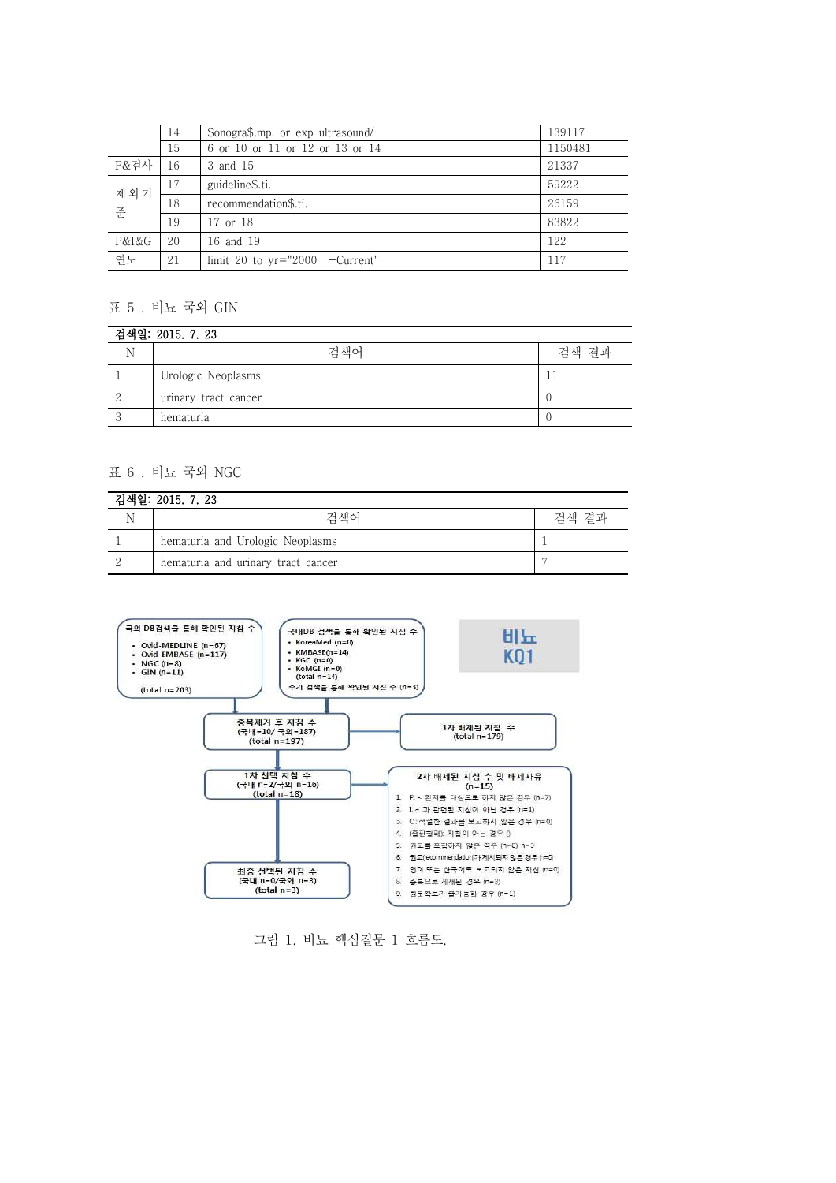| | | | |
|---|---|---|---|
| | 14 | Sonogra$.mp. or exp ultrasound/ | 139117 |
| | 15 | 6 or 10 or 11 or 12 or 13 or 14 | 1150481 |
| P&검사 | 16 | 3 and 15 | 21337 |
| 제외기준 | 17 | guideline$.ti. | 59222 |
| | 18 | recommendation$.ti. | 26159 |
| | 19 | 17 or 18 | 83822 |
| P&I&G | 20 | 16 and 19 | 122 |
| 연도 | 21 | limit 20 to yr="2000 -Current" | 117 |

표 5 . 비뇨 국외 GIN

| 검색일: 2015. 7. 23 | | |
|---|---|---|
| N | 검색어 | 검색 결과 |
| 1 | Urologic Neoplasms | 11 |
| 2 | urinary tract cancer | 0 |
| 3 | hematuria | 0 |

표 6 . 비뇨 국외 NGC

| 검색일: 2015. 7. 23 | | |
|---|---|---|
| N | 검색어 | 검색 결과 |
| 1 | hematuria and Urologic Neoplasms | 1 |
| 2 | hematuria and urinary tract cancer | 7 |

국외 DB검색을 통해 확인된 지침 수
- Ovid-MEDLINE (n=67)
- Ovid-EMBASE (n=117)
- NGC (n=8)
- GIN (n=11)

(total n=203)

국내DB 검색을 통해 확인된 지침 수
- KoreaMed (n=0)
- KMBASE(n=14)
- KGC (n=0)
- KoMGI (n=0)

(total n=14)

수기 검색을 통해 확인된 지침 수 (n=3)

비뇨 KQ1

중복제거 후 지침 수 (국내=10/ 국외=187) (total n=197)

1차 배제된 지침 수 (total n=179)

1차 선택 지침 수 (국내 n=2/국외 n=16) (total n=18)

2차 배제된 지침 수 및 배제사유 (n=15)
1. P: ~ 환자를 대상으로 하지 않은 경우 (n=7)
2. I: ~ 과 관련된 지침이 아닌 경우 (n=1)
3. O: 적절한 결과를 보고하지 않은 경우 (n=0)
4. (출판형태): 지침이 아닌 경우 ()
5. 권고를 포함하지 않은 경우 (n=0) n=3
6. 권고(recommendation)가 제시되지 않은 경우 (n=0)
7. 영어 또는 한국어로 보고되지 않은 지침 (n=0)
8. 중복으로 게재된 경우 (n=3)
9. 원문확보가 불가능한 경우 (n=1)

최종 선택된 지침 수 (국내 n=0/국외 n=3) (total n=3)

그림 1. 비뇨 핵심질문 1 흐름도.